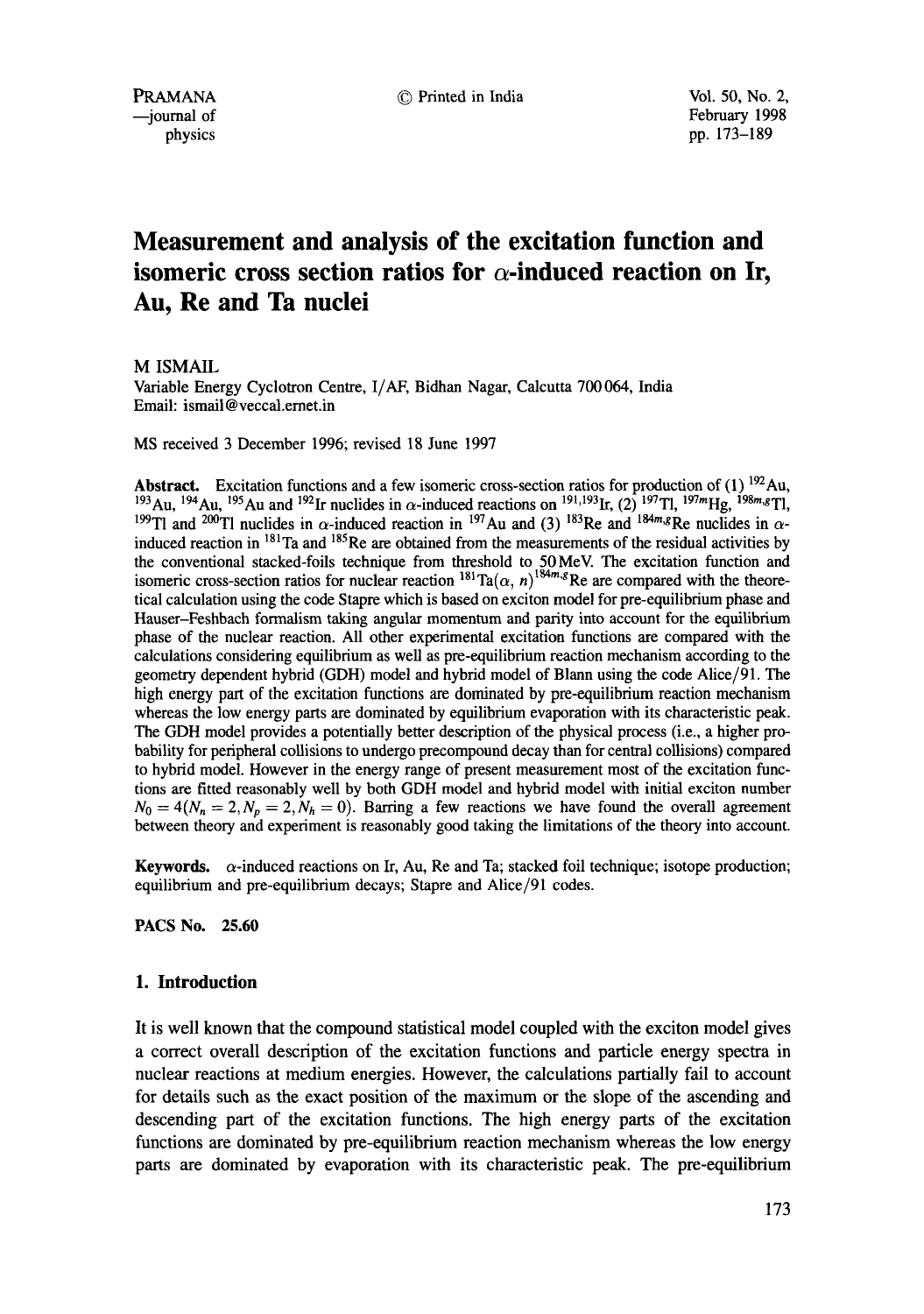# Measurement and analysis of the excitation function and isomeric cross section ratios for $\alpha$-induced reaction on Ir, Au, Re and Ta nuclei

M ISMAIL

Variable Energy Cyclotron Centre, I/AF, Bidhan Nagar, Calcutta 700 064, India
Email: ismail@veccal.ernet.in

MS received 3 December 1996; revised 18 June 1997

**Abstract.** Excitation functions and a few isomeric cross-section ratios for production of (1) $^{192}$Au, $^{193}$Au, $^{194}$Au, $^{195}$Au and $^{192}$Ir nuclides in $\alpha$-induced reactions on $^{191,193}$Ir, (2) $^{197}$Tl, $^{197m}$Hg, $^{198m,g}$Tl, $^{199}$Tl and $^{200}$Tl nuclides in $\alpha$-induced reaction in $^{197}$Au and (3) $^{183}$Re and $^{184m,g}$Re nuclides in $\alpha$-induced reaction in $^{181}$Ta and $^{185}$Re are obtained from the measurements of the residual activities by the conventional stacked-foils technique from threshold to 50 MeV. The excitation function and isomeric cross-section ratios for nuclear reaction $^{181}$Ta$(\alpha, n)^{184m,g}$Re are compared with the theoretical calculation using the code Stapre which is based on exciton model for pre-equilibrium phase and Hauser–Feshbach formalism taking angular momentum and parity into account for the equilibrium phase of the nuclear reaction. All other experimental excitation functions are compared with the calculations considering equilibrium as well as pre-equilibrium reaction mechanism according to the geometry dependent hybrid (GDH) model and hybrid model of Blann using the code Alice/91. The high energy part of the excitation functions are dominated by pre-equilibrium reaction mechanism whereas the low energy parts are dominated by equilibrium evaporation with its characteristic peak. The GDH model provides a potentially better description of the physical process (i.e., a higher probability for peripheral collisions to undergo precompound decay than for central collisions) compared to hybrid model. However in the energy range of present measurement most of the excitation functions are fitted reasonably well by both GDH model and hybrid model with initial exciton number $N_0 = 4(N_n = 2, N_p = 2, N_h = 0)$. Barring a few reactions we have found the overall agreement between theory and experiment is reasonably good taking the limitations of the theory into account.

**Keywords.** $\alpha$-induced reactions on Ir, Au, Re and Ta; stacked foil technique; isotope production; equilibrium and pre-equilibrium decays; Stapre and Alice/91 codes.

**PACS No.** 25.60

## 1. Introduction

It is well known that the compound statistical model coupled with the exciton model gives a correct overall description of the excitation functions and particle energy spectra in nuclear reactions at medium energies. However, the calculations partially fail to account for details such as the exact position of the maximum or the slope of the ascending and descending part of the excitation functions. The high energy parts of the excitation functions are dominated by pre-equilibrium reaction mechanism whereas the low energy parts are dominated by evaporation with its characteristic peak. The pre-equilibrium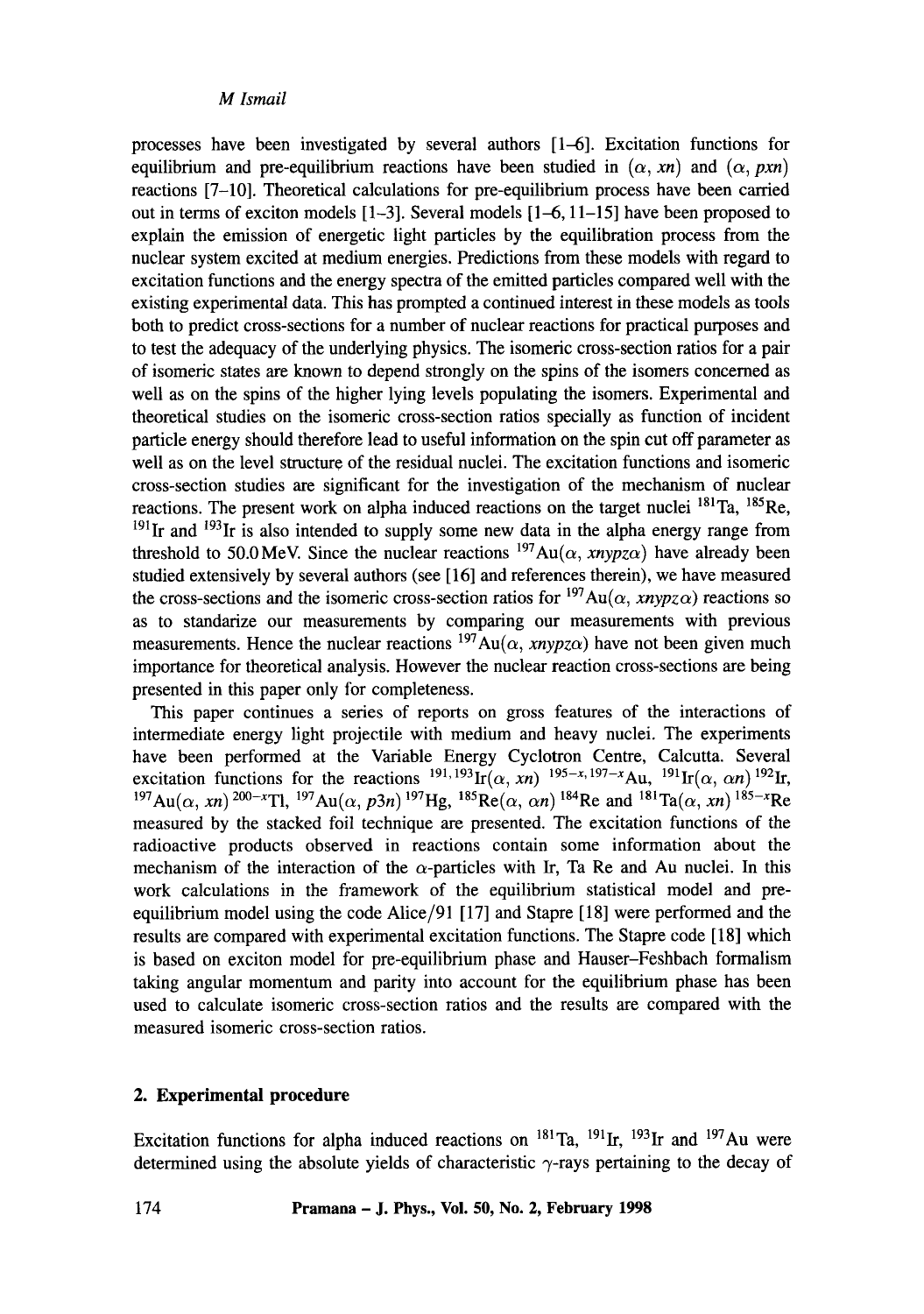processes have been investigated by several authors [1–6]. Excitation functions for equilibrium and pre-equilibrium reactions have been studied in $(\alpha, xn)$ and $(\alpha, pxn)$ reactions [7–10]. Theoretical calculations for pre-equilibrium process have been carried out in terms of exciton models [1–3]. Several models [1–6, 11–15] have been proposed to explain the emission of energetic light particles by the equilibration process from the nuclear system excited at medium energies. Predictions from these models with regard to excitation functions and the energy spectra of the emitted particles compared well with the existing experimental data. This has prompted a continued interest in these models as tools both to predict cross-sections for a number of nuclear reactions for practical purposes and to test the adequacy of the underlying physics. The isomeric cross-section ratios for a pair of isomeric states are known to depend strongly on the spins of the isomers concerned as well as on the spins of the higher lying levels populating the isomers. Experimental and theoretical studies on the isomeric cross-section ratios specially as function of incident particle energy should therefore lead to useful information on the spin cut off parameter as well as on the level structure of the residual nuclei. The excitation functions and isomeric cross-section studies are significant for the investigation of the mechanism of nuclear reactions. The present work on alpha induced reactions on the target nuclei $^{181}$Ta, $^{185}$Re, $^{191}$Ir and $^{193}$Ir is also intended to supply some new data in the alpha energy range from threshold to 50.0 MeV. Since the nuclear reactions $^{197}$Au$(\alpha, xnypz\alpha)$ have already been studied extensively by several authors (see [16] and references therein), we have measured the cross-sections and the isomeric cross-section ratios for $^{197}$Au$(\alpha, xnypz\alpha)$ reactions so as to standarize our measurements by comparing our measurements with previous measurements. Hence the nuclear reactions $^{197}$Au$(\alpha, xnypz\alpha)$ have not been given much importance for theoretical analysis. However the nuclear reaction cross-sections are being presented in this paper only for completeness.

This paper continues a series of reports on gross features of the interactions of intermediate energy light projectile with medium and heavy nuclei. The experiments have been performed at the Variable Energy Cyclotron Centre, Calcutta. Several excitation functions for the reactions $^{191,193}$Ir$(\alpha, xn)$ $^{195-x,197-x}$Au, $^{191}$Ir$(\alpha, \alpha n)$ $^{192}$Ir, $^{197}$Au$(\alpha, xn)$ $^{200-x}$Tl, $^{197}$Au$(\alpha, p3n)$ $^{197}$Hg, $^{185}$Re$(\alpha, \alpha n)$ $^{184}$Re and $^{181}$Ta$(\alpha, xn)$ $^{185-x}$Re measured by the stacked foil technique are presented. The excitation functions of the radioactive products observed in reactions contain some information about the mechanism of the interaction of the $\alpha$-particles with Ir, Ta Re and Au nuclei. In this work calculations in the framework of the equilibrium statistical model and pre-equilibrium model using the code Alice/91 [17] and Stapre [18] were performed and the results are compared with experimental excitation functions. The Stapre code [18] which is based on exciton model for pre-equilibrium phase and Hauser–Feshbach formalism taking angular momentum and parity into account for the equilibrium phase has been used to calculate isomeric cross-section ratios and the results are compared with the measured isomeric cross-section ratios.

## 2. Experimental procedure

Excitation functions for alpha induced reactions on $^{181}$Ta, $^{191}$Ir, $^{193}$Ir and $^{197}$Au were determined using the absolute yields of characteristic $\gamma$-rays pertaining to the decay of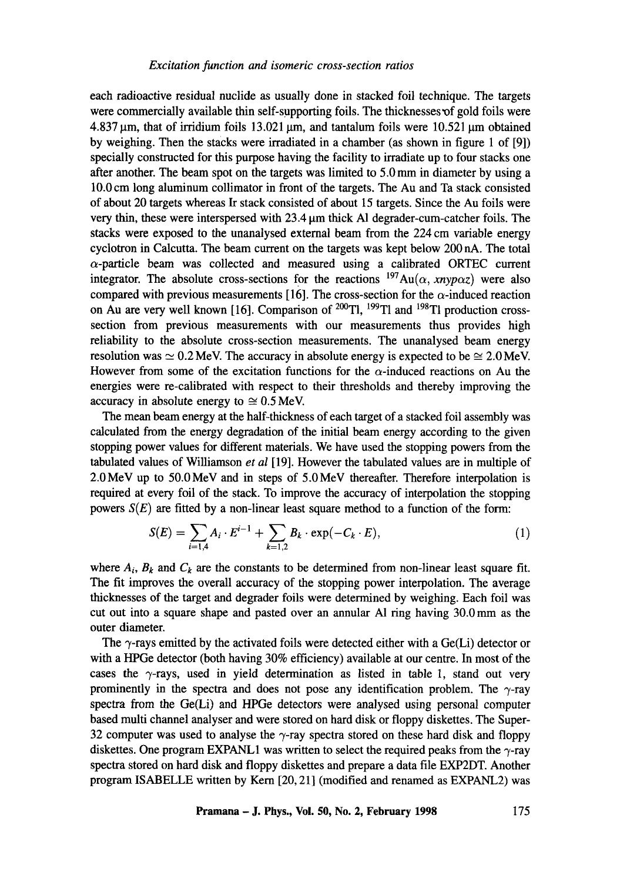each radioactive residual nuclide as usually done in stacked foil technique. The targets were commercially available thin self-supporting foils. The thicknesses of gold foils were 4.837 μm, that of irridium foils 13.021 μm, and tantalum foils were 10.521 μm obtained by weighing. Then the stacks were irradiated in a chamber (as shown in figure 1 of [9]) specially constructed for this purpose having the facility to irradiate up to four stacks one after another. The beam spot on the targets was limited to 5.0 mm in diameter by using a 10.0 cm long aluminum collimator in front of the targets. The Au and Ta stack consisted of about 20 targets whereas Ir stack consisted of about 15 targets. Since the Au foils were very thin, these were interspersed with 23.4 μm thick Al degrader-cum-catcher foils. The stacks were exposed to the unanalysed external beam from the 224 cm variable energy cyclotron in Calcutta. The beam current on the targets was kept below 200 nA. The total $\alpha$-particle beam was collected and measured using a calibrated ORTEC current integrator. The absolute cross-sections for the reactions $^{197}\mathrm{Au}(\alpha, xnyp\alpha z)$ were also compared with previous measurements [16]. The cross-section for the $\alpha$-induced reaction on Au are very well known [16]. Comparison of $^{200}\mathrm{Tl}$, $^{199}\mathrm{Tl}$ and $^{198}\mathrm{Tl}$ production cross-section from previous measurements with our measurements thus provides high reliability to the absolute cross-section measurements. The unanalysed beam energy resolution was $\simeq 0.2$ MeV. The accuracy in absolute energy is expected to be $\cong 2.0$ MeV. However from some of the excitation functions for the $\alpha$-induced reactions on Au the energies were re-calibrated with respect to their thresholds and thereby improving the accuracy in absolute energy to $\cong 0.5$ MeV.

The mean beam energy at the half-thickness of each target of a stacked foil assembly was calculated from the energy degradation of the initial beam energy according to the given stopping power values for different materials. We have used the stopping powers from the tabulated values of Williamson *et al* [19]. However the tabulated values are in multiple of 2.0 MeV up to 50.0 MeV and in steps of 5.0 MeV thereafter. Therefore interpolation is required at every foil of the stack. To improve the accuracy of interpolation the stopping powers $S(E)$ are fitted by a non-linear least square method to a function of the form:

$$S(E) = \sum_{i=1,4} A_i \cdot E^{i-1} + \sum_{k=1,2} B_k \cdot \exp(-C_k \cdot E), \tag{1}$$

where $A_i$, $B_k$ and $C_k$ are the constants to be determined from non-linear least square fit. The fit improves the overall accuracy of the stopping power interpolation. The average thicknesses of the target and degrader foils were determined by weighing. Each foil was cut out into a square shape and pasted over an annular Al ring having 30.0 mm as the outer diameter.

The $\gamma$-rays emitted by the activated foils were detected either with a Ge(Li) detector or with a HPGe detector (both having 30% efficiency) available at our centre. In most of the cases the $\gamma$-rays, used in yield determination as listed in table 1, stand out very prominently in the spectra and does not pose any identification problem. The $\gamma$-ray spectra from the Ge(Li) and HPGe detectors were analysed using personal computer based multi channel analyser and were stored on hard disk or floppy diskettes. The Super-32 computer was used to analyse the $\gamma$-ray spectra stored on these hard disk and floppy diskettes. One program EXPANL1 was written to select the required peaks from the $\gamma$-ray spectra stored on hard disk and floppy diskettes and prepare a data file EXP2DT. Another program ISABELLE written by Kern [20, 21] (modified and renamed as EXPANL2) was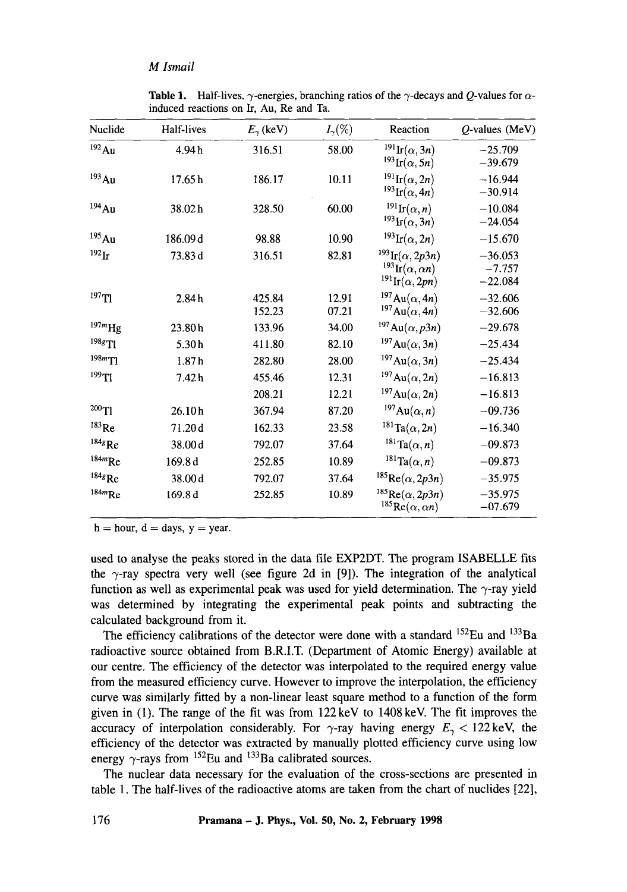**Table 1.** Half-lives, $\gamma$-energies, branching ratios of the $\gamma$-decays and $Q$-values for $\alpha$-induced reactions on Ir, Au, Re and Ta.

| Nuclide | Half-lives | $E_\gamma$ (keV) | $I_\gamma$(%) | Reaction | $Q$-values (MeV) |
|---|---|---|---|---|---|
| $^{192}$Au | 4.94 h | 316.51 | 58.00 | $^{191}$Ir$(\alpha, 3n)$ | −25.709 |
| | | | | $^{193}$Ir$(\alpha, 5n)$ | −39.679 |
| $^{193}$Au | 17.65 h | 186.17 | 10.11 | $^{191}$Ir$(\alpha, 2n)$ | −16.944 |
| | | | | $^{193}$Ir$(\alpha, 4n)$ | −30.914 |
| $^{194}$Au | 38.02 h | 328.50 | 60.00 | $^{191}$Ir$(\alpha, n)$ | −10.084 |
| | | | | $^{193}$Ir$(\alpha, 3n)$ | −24.054 |
| $^{195}$Au | 186.09 d | 98.88 | 10.90 | $^{193}$Ir$(\alpha, 2n)$ | −15.670 |
| $^{192}$Ir | 73.83 d | 316.51 | 82.81 | $^{193}$Ir$(\alpha, 2p3n)$ | −36.053 |
| | | | | $^{193}$Ir$(\alpha, \alpha n)$ | −7.757 |
| | | | | $^{191}$Ir$(\alpha, 2pn)$ | −22.084 |
| $^{197}$Tl | 2.84 h | 425.84 | 12.91 | $^{197}$Au$(\alpha, 4n)$ | −32.606 |
| | | 152.23 | 07.21 | $^{197}$Au$(\alpha, 4n)$ | −32.606 |
| $^{197m}$Hg | 23.80 h | 133.96 | 34.00 | $^{197}$Au$(\alpha, p3n)$ | −29.678 |
| $^{198g}$Tl | 5.30 h | 411.80 | 82.10 | $^{197}$Au$(\alpha, 3n)$ | −25.434 |
| $^{198m}$Tl | 1.87 h | 282.80 | 28.00 | $^{197}$Au$(\alpha, 3n)$ | −25.434 |
| $^{199}$Tl | 7.42 h | 455.46 | 12.31 | $^{197}$Au$(\alpha, 2n)$ | −16.813 |
| | | 208.21 | 12.21 | $^{197}$Au$(\alpha, 2n)$ | −16.813 |
| $^{200}$Tl | 26.10 h | 367.94 | 87.20 | $^{197}$Au$(\alpha, n)$ | −09.736 |
| $^{183}$Re | 71.20 d | 162.33 | 23.58 | $^{181}$Ta$(\alpha, 2n)$ | −16.340 |
| $^{184g}$Re | 38.00 d | 792.07 | 37.64 | $^{181}$Ta$(\alpha, n)$ | −09.873 |
| $^{184m}$Re | 169.8 d | 252.85 | 10.89 | $^{181}$Ta$(\alpha, n)$ | −09.873 |
| $^{184g}$Re | 38.00 d | 792.07 | 37.64 | $^{185}$Re$(\alpha, 2p3n)$ | −35.975 |
| $^{184m}$Re | 169.8 d | 252.85 | 10.89 | $^{185}$Re$(\alpha, 2p3n)$ | −35.975 |
| | | | | $^{185}$Re$(\alpha, \alpha n)$ | −07.679 |

h = hour, d = days, y = year.

used to analyse the peaks stored in the data file EXP2DT. The program ISABELLE fits the $\gamma$-ray spectra very well (see figure 2d in [9]). The integration of the analytical function as well as experimental peak was used for yield determination. The $\gamma$-ray yield was determined by integrating the experimental peak points and subtracting the calculated background from it.

The efficiency calibrations of the detector were done with a standard $^{152}$Eu and $^{133}$Ba radioactive source obtained from B.R.I.T. (Department of Atomic Energy) available at our centre. The efficiency of the detector was interpolated to the required energy value from the measured efficiency curve. However to improve the interpolation, the efficiency curve was similarly fitted by a non-linear least square method to a function of the form given in (1). The range of the fit was from 122 keV to 1408 keV. The fit improves the accuracy of interpolation considerably. For $\gamma$-ray having energy $E_\gamma < 122$ keV, the efficiency of the detector was extracted by manually plotted efficiency curve using low energy $\gamma$-rays from $^{152}$Eu and $^{133}$Ba calibrated sources.

The nuclear data necessary for the evaluation of the cross-sections are presented in table 1. The half-lives of the radioactive atoms are taken from the chart of nuclides [22],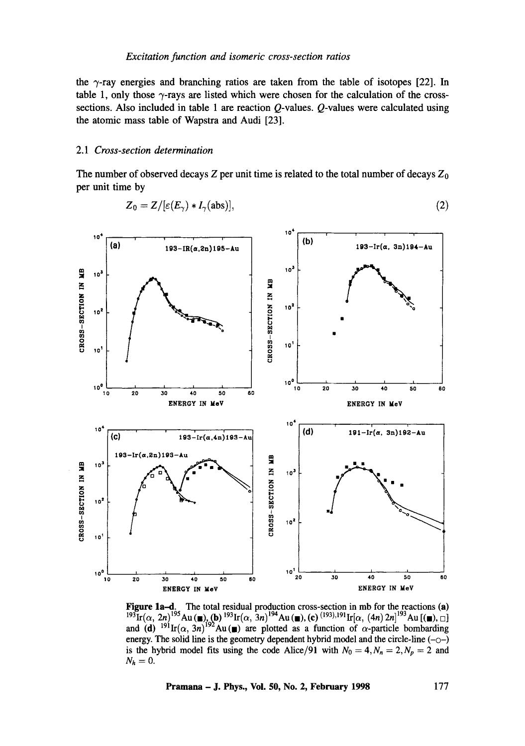the $\gamma$-ray energies and branching ratios are taken from the table of isotopes [22]. In table 1, only those $\gamma$-rays are listed which were chosen for the calculation of the cross-sections. Also included in table 1 are reaction $Q$-values. $Q$-values were calculated using the atomic mass table of Wapstra and Audi [23].

### 2.1 *Cross-section determination*

The number of observed decays $Z$ per unit time is related to the total number of decays $Z_0$ per unit time by

$$Z_0 = Z/[\varepsilon(E_\gamma) * I_\gamma(\text{abs})], \tag{2}$$

**Figure 1a–d.** The total residual production cross-section in mb for the reactions **(a)** $^{193}\text{Ir}(\alpha, 2n)^{195}\text{Au}$ (■), **(b)** $^{193}\text{Ir}(\alpha, 3n)^{194}\text{Au}$ (■), **(c)** $^{(193),191}\text{Ir}[\alpha, (4n)\,2n]^{193}\text{Au}$ [(■), □] and **(d)** $^{191}\text{Ir}(\alpha, 3n)^{192}\text{Au}$ (■) are plotted as a function of $\alpha$-particle bombarding energy. The solid line is the geometry dependent hybrid model and the circle-line (–○–) is the hybrid model fits using the code Alice/91 with $N_0 = 4, N_n = 2, N_p = 2$ and $N_h = 0$.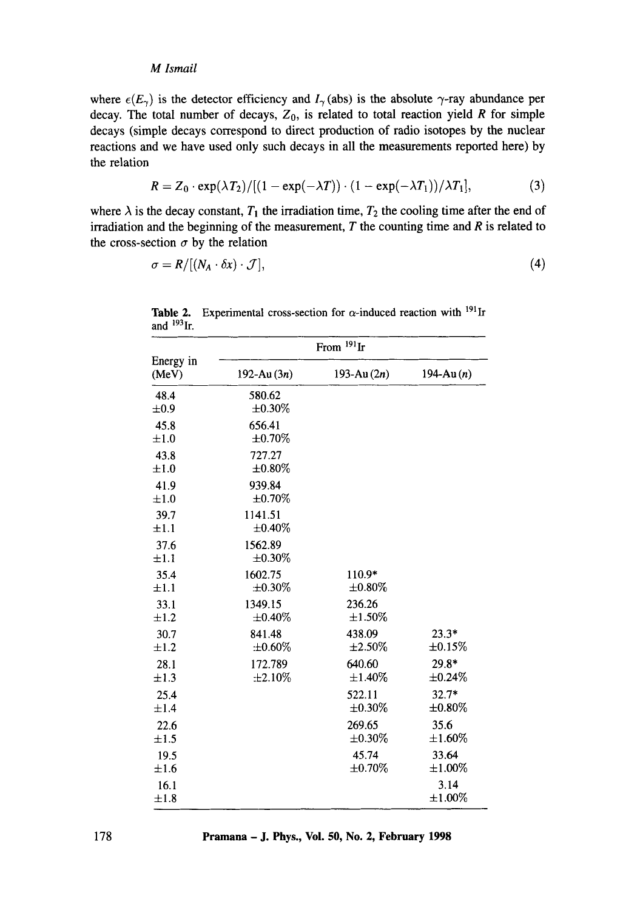where $\epsilon(E_\gamma)$ is the detector efficiency and $I_\gamma$(abs) is the absolute $\gamma$-ray abundance per decay. The total number of decays, $Z_0$, is related to total reaction yield $R$ for simple decays (simple decays correspond to direct production of radio isotopes by the nuclear reactions and we have used only such decays in all the measurements reported here) by the relation

$$R = Z_0 \cdot \exp(\lambda T_2)/[(1 - \exp(-\lambda T)) \cdot (1 - \exp(-\lambda T_1))/\lambda T_1], \tag{3}$$

where $\lambda$ is the decay constant, $T_1$ the irradiation time, $T_2$ the cooling time after the end of irradiation and the beginning of the measurement, $T$ the counting time and $R$ is related to the cross-section $\sigma$ by the relation

$$\sigma = R/[(N_A \cdot \delta x) \cdot \mathcal{J}], \tag{4}$$

**Table 2.** Experimental cross-section for $\alpha$-induced reaction with $^{191}$Ir and $^{193}$Ir.

| Energy in (MeV) | From $^{191}$Ir | | |
|---|---|---|---|
| | 192-Au (3*n*) | 193-Au (2*n*) | 194-Au (*n*) |
| 48.4 ±0.9 | 580.62 ±0.30% | | |
| 45.8 ±1.0 | 656.41 ±0.70% | | |
| 43.8 ±1.0 | 727.27 ±0.80% | | |
| 41.9 ±1.0 | 939.84 ±0.70% | | |
| 39.7 ±1.1 | 1141.51 ±0.40% | | |
| 37.6 ±1.1 | 1562.89 ±0.30% | | |
| 35.4 ±1.1 | 1602.75 ±0.30% | 110.9* ±0.80% | |
| 33.1 ±1.2 | 1349.15 ±0.40% | 236.26 ±1.50% | |
| 30.7 ±1.2 | 841.48 ±0.60% | 438.09 ±2.50% | 23.3* ±0.15% |
| 28.1 ±1.3 | 172.789 ±2.10% | 640.60 ±1.40% | 29.8* ±0.24% |
| 25.4 ±1.4 | | 522.11 ±0.30% | 32.7* ±0.80% |
| 22.6 ±1.5 | | 269.65 ±0.30% | 35.6 ±1.60% |
| 19.5 ±1.6 | | 45.74 ±0.70% | 33.64 ±1.00% |
| 16.1 ±1.8 | | | 3.14 ±1.00% |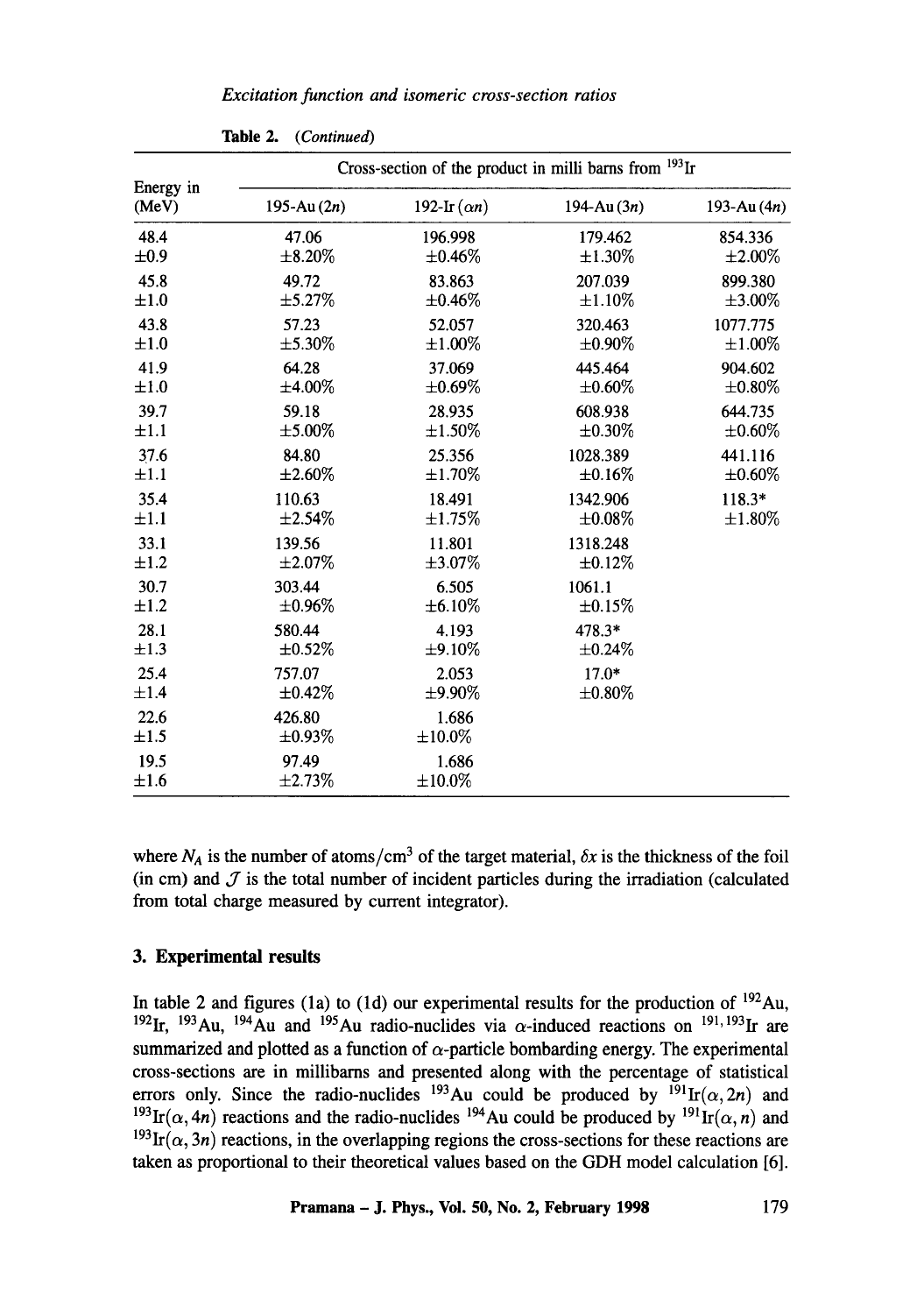**Table 2.** *(Continued)*

| Energy in (MeV) | Cross-section of the product in milli barns from $^{193}$Ir | | | |
|---|---|---|---|---|
| | 195-Au $(2n)$ | 192-Ir $(\alpha n)$ | 194-Au $(3n)$ | 193-Au $(4n)$ |
| 48.4 ±0.9 | 47.06 ±8.20% | 196.998 ±0.46% | 179.462 ±1.30% | 854.336 ±2.00% |
| 45.8 ±1.0 | 49.72 ±5.27% | 83.863 ±0.46% | 207.039 ±1.10% | 899.380 ±3.00% |
| 43.8 ±1.0 | 57.23 ±5.30% | 52.057 ±1.00% | 320.463 ±0.90% | 1077.775 ±1.00% |
| 41.9 ±1.0 | 64.28 ±4.00% | 37.069 ±0.69% | 445.464 ±0.60% | 904.602 ±0.80% |
| 39.7 ±1.1 | 59.18 ±5.00% | 28.935 ±1.50% | 608.938 ±0.30% | 644.735 ±0.60% |
| 37.6 ±1.1 | 84.80 ±2.60% | 25.356 ±1.70% | 1028.389 ±0.16% | 441.116 ±0.60% |
| 35.4 ±1.1 | 110.63 ±2.54% | 18.491 ±1.75% | 1342.906 ±0.08% | 118.3* ±1.80% |
| 33.1 ±1.2 | 139.56 ±2.07% | 11.801 ±3.07% | 1318.248 ±0.12% | |
| 30.7 ±1.2 | 303.44 ±0.96% | 6.505 ±6.10% | 1061.1 ±0.15% | |
| 28.1 ±1.3 | 580.44 ±0.52% | 4.193 ±9.10% | 478.3* ±0.24% | |
| 25.4 ±1.4 | 757.07 ±0.42% | 2.053 ±9.90% | 17.0* ±0.80% | |
| 22.6 ±1.5 | 426.80 ±0.93% | 1.686 ±10.0% | | |
| 19.5 ±1.6 | 97.49 ±2.73% | 1.686 ±10.0% | | |

where $N_A$ is the number of atoms/cm$^3$ of the target material, $\delta x$ is the thickness of the foil (in cm) and $\mathcal{J}$ is the total number of incident particles during the irradiation (calculated from total charge measured by current integrator).

## 3. Experimental results

In table 2 and figures (1a) to (1d) our experimental results for the production of $^{192}$Au, $^{192}$Ir, $^{193}$Au, $^{194}$Au and $^{195}$Au radio-nuclides via $\alpha$-induced reactions on $^{191,193}$Ir are summarized and plotted as a function of $\alpha$-particle bombarding energy. The experimental cross-sections are in millibarns and presented along with the percentage of statistical errors only. Since the radio-nuclides $^{193}$Au could be produced by $^{191}$Ir$(\alpha, 2n)$ and $^{193}$Ir$(\alpha, 4n)$ reactions and the radio-nuclides $^{194}$Au could be produced by $^{191}$Ir$(\alpha, n)$ and $^{193}$Ir$(\alpha, 3n)$ reactions, in the overlapping regions the cross-sections for these reactions are taken as proportional to their theoretical values based on the GDH model calculation [6].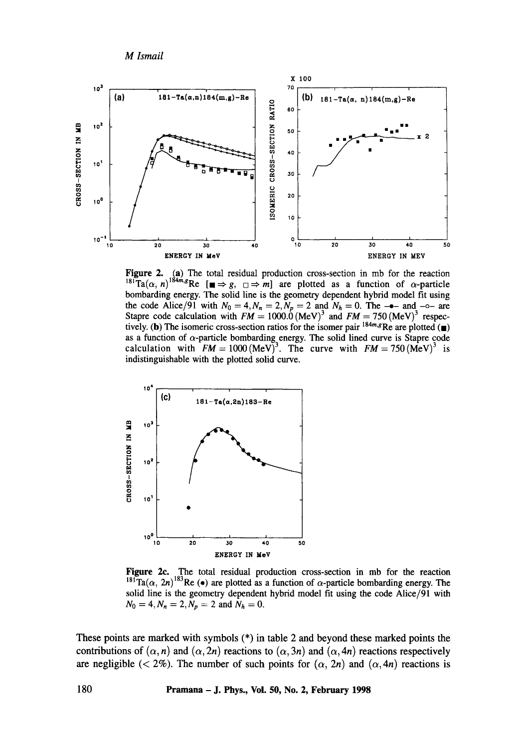**Figure 2.** (**a**) The total residual production cross-section in mb for the reaction $^{181}$Ta($\alpha$, $n$)$^{184m,g}$Re [$\blacksquare \Rightarrow g$, $\square \Rightarrow m$] are plotted as a function of $\alpha$-particle bombarding energy. The solid line is the geometry dependent hybrid model fit using the code Alice/91 with $N_0 = 4, N_n = 2, N_p = 2$ and $N_h = 0$. The -•- and -○- are Stapre code calculation with $FM = 1000.0\,(\text{MeV})^3$ and $FM = 750\,(\text{MeV})^3$ respectively. (**b**) The isomeric cross-section ratios for the isomer pair $^{184m,g}$Re are plotted ($\blacksquare$) as a function of $\alpha$-particle bombarding energy. The solid lined curve is Stapre code calculation with $FM = 1000\,(\text{MeV})^3$. The curve with $FM = 750\,(\text{MeV})^3$ is indistinguishable with the plotted solid curve.

**Figure 2c.** The total residual production cross-section in mb for the reaction $^{181}$Ta($\alpha$, $2n$)$^{183}$Re (•) are plotted as a function of $\alpha$-particle bombarding energy. The solid line is the geometry dependent hybrid model fit using the code Alice/91 with $N_0 = 4, N_n = 2, N_p = 2$ and $N_h = 0$.

These points are marked with symbols (*) in table 2 and beyond these marked points the contributions of $(\alpha, n)$ and $(\alpha, 2n)$ reactions to $(\alpha, 3n)$ and $(\alpha, 4n)$ reactions respectively are negligible ($< 2\%$). The number of such points for $(\alpha, 2n)$ and $(\alpha, 4n)$ reactions is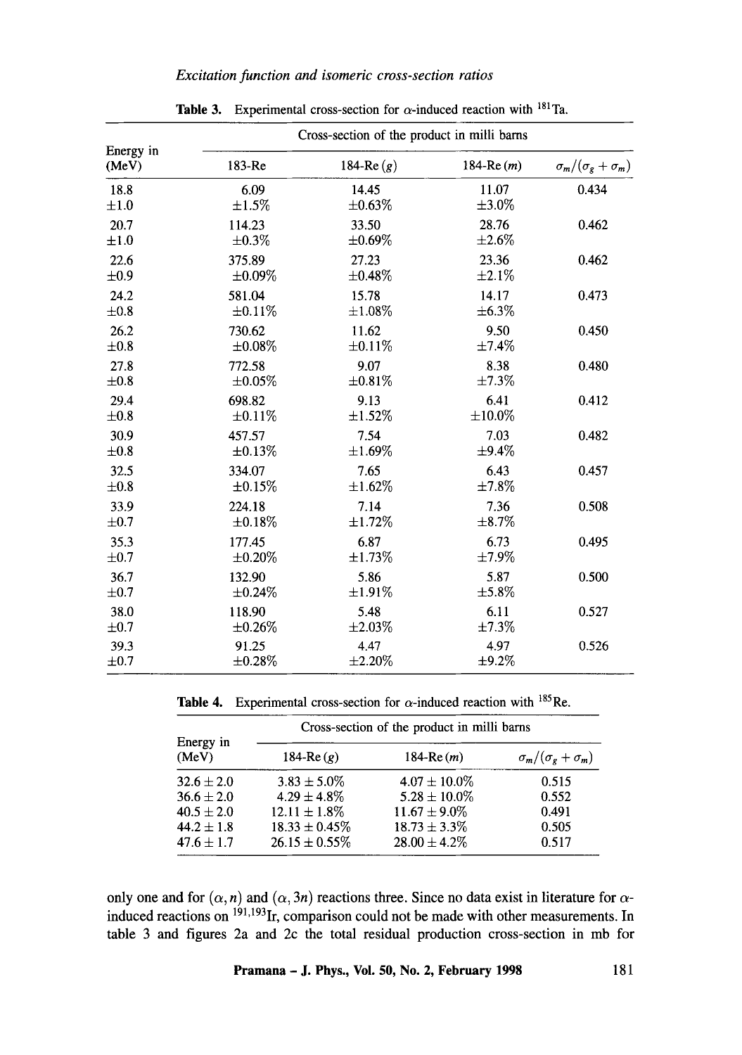**Table 3.** Experimental cross-section for $\alpha$-induced reaction with $^{181}$Ta.

| Energy in (MeV) | Cross-section of the product in milli barns | | | |
|---|---|---|---|---|
| | 183-Re | 184-Re ($g$) | 184-Re ($m$) | $\sigma_m/(\sigma_g + \sigma_m)$ |
| 18.8 $\pm$1.0 | 6.09 $\pm$1.5% | 14.45 $\pm$0.63% | 11.07 $\pm$3.0% | 0.434 |
| 20.7 $\pm$1.0 | 114.23 $\pm$0.3% | 33.50 $\pm$0.69% | 28.76 $\pm$2.6% | 0.462 |
| 22.6 $\pm$0.9 | 375.89 $\pm$0.09% | 27.23 $\pm$0.48% | 23.36 $\pm$2.1% | 0.462 |
| 24.2 $\pm$0.8 | 581.04 $\pm$0.11% | 15.78 $\pm$1.08% | 14.17 $\pm$6.3% | 0.473 |
| 26.2 $\pm$0.8 | 730.62 $\pm$0.08% | 11.62 $\pm$0.11% | 9.50 $\pm$7.4% | 0.450 |
| 27.8 $\pm$0.8 | 772.58 $\pm$0.05% | 9.07 $\pm$0.81% | 8.38 $\pm$7.3% | 0.480 |
| 29.4 $\pm$0.8 | 698.82 $\pm$0.11% | 9.13 $\pm$1.52% | 6.41 $\pm$10.0% | 0.412 |
| 30.9 $\pm$0.8 | 457.57 $\pm$0.13% | 7.54 $\pm$1.69% | 7.03 $\pm$9.4% | 0.482 |
| 32.5 $\pm$0.8 | 334.07 $\pm$0.15% | 7.65 $\pm$1.62% | 6.43 $\pm$7.8% | 0.457 |
| 33.9 $\pm$0.7 | 224.18 $\pm$0.18% | 7.14 $\pm$1.72% | 7.36 $\pm$8.7% | 0.508 |
| 35.3 $\pm$0.7 | 177.45 $\pm$0.20% | 6.87 $\pm$1.73% | 6.73 $\pm$7.9% | 0.495 |
| 36.7 $\pm$0.7 | 132.90 $\pm$0.24% | 5.86 $\pm$1.91% | 5.87 $\pm$5.8% | 0.500 |
| 38.0 $\pm$0.7 | 118.90 $\pm$0.26% | 5.48 $\pm$2.03% | 6.11 $\pm$7.3% | 0.527 |
| 39.3 $\pm$0.7 | 91.25 $\pm$0.28% | 4.47 $\pm$2.20% | 4.97 $\pm$9.2% | 0.526 |

**Table 4.** Experimental cross-section for $\alpha$-induced reaction with $^{185}$Re.

| Energy in (MeV) | Cross-section of the product in milli barns | | |
|---|---|---|---|
| | 184-Re ($g$) | 184-Re ($m$) | $\sigma_m/(\sigma_g + \sigma_m)$ |
| 32.6 $\pm$ 2.0 | 3.83 $\pm$ 5.0% | 4.07 $\pm$ 10.0% | 0.515 |
| 36.6 $\pm$ 2.0 | 4.29 $\pm$ 4.8% | 5.28 $\pm$ 10.0% | 0.552 |
| 40.5 $\pm$ 2.0 | 12.11 $\pm$ 1.8% | 11.67 $\pm$ 9.0% | 0.491 |
| 44.2 $\pm$ 1.8 | 18.33 $\pm$ 0.45% | 18.73 $\pm$ 3.3% | 0.505 |
| 47.6 $\pm$ 1.7 | 26.15 $\pm$ 0.55% | 28.00 $\pm$ 4.2% | 0.517 |

only one and for $(\alpha, n)$ and $(\alpha, 3n)$ reactions three. Since no data exist in literature for $\alpha$-induced reactions on $^{191,193}$Ir, comparison could not be made with other measurements. In table 3 and figures 2a and 2c the total residual production cross-section in mb for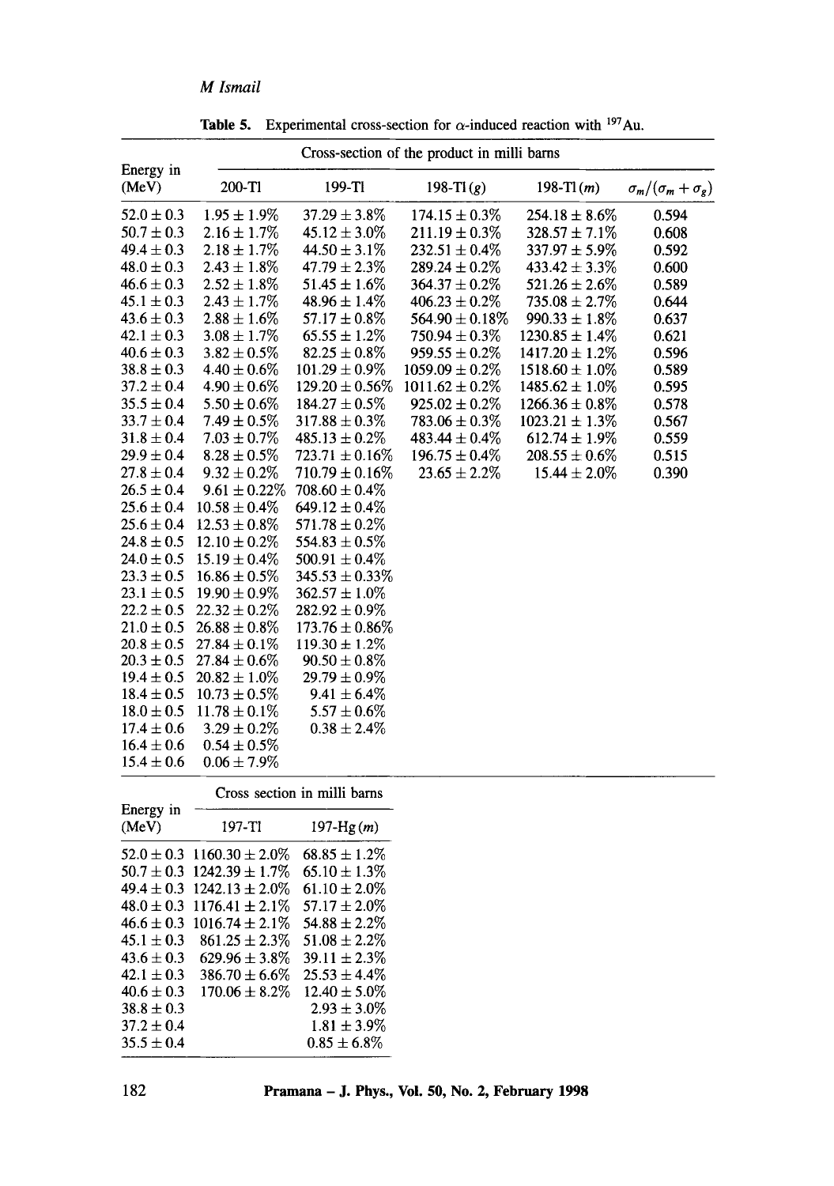**Table 5.** Experimental cross-section for $\alpha$-induced reaction with $^{197}$Au.

| Energy in (MeV) | Cross-section of the product in milli barns | | | | |
|---|---|---|---|---|---|
| | 200-Tl | 199-Tl | 198-Tl $(g)$ | 198-Tl $(m)$ | $\sigma_m/(\sigma_m + \sigma_g)$ |
| $52.0 \pm 0.3$ | $1.95 \pm 1.9\%$ | $37.29 \pm 3.8\%$ | $174.15 \pm 0.3\%$ | $254.18 \pm 8.6\%$ | 0.594 |
| $50.7 \pm 0.3$ | $2.16 \pm 1.7\%$ | $45.12 \pm 3.0\%$ | $211.19 \pm 0.3\%$ | $328.57 \pm 7.1\%$ | 0.608 |
| $49.4 \pm 0.3$ | $2.18 \pm 1.7\%$ | $44.50 \pm 3.1\%$ | $232.51 \pm 0.4\%$ | $337.97 \pm 5.9\%$ | 0.592 |
| $48.0 \pm 0.3$ | $2.43 \pm 1.8\%$ | $47.79 \pm 2.3\%$ | $289.24 \pm 0.2\%$ | $433.42 \pm 3.3\%$ | 0.600 |
| $46.6 \pm 0.3$ | $2.52 \pm 1.8\%$ | $51.45 \pm 1.6\%$ | $364.37 \pm 0.2\%$ | $521.26 \pm 2.6\%$ | 0.589 |
| $45.1 \pm 0.3$ | $2.43 \pm 1.7\%$ | $48.96 \pm 1.4\%$ | $406.23 \pm 0.2\%$ | $735.08 \pm 2.7\%$ | 0.644 |
| $43.6 \pm 0.3$ | $2.88 \pm 1.6\%$ | $57.17 \pm 0.8\%$ | $564.90 \pm 0.18\%$ | $990.33 \pm 1.8\%$ | 0.637 |
| $42.1 \pm 0.3$ | $3.08 \pm 1.7\%$ | $65.55 \pm 1.2\%$ | $750.94 \pm 0.3\%$ | $1230.85 \pm 1.4\%$ | 0.621 |
| $40.6 \pm 0.3$ | $3.82 \pm 0.5\%$ | $82.25 \pm 0.8\%$ | $959.55 \pm 0.2\%$ | $1417.20 \pm 1.2\%$ | 0.596 |
| $38.8 \pm 0.3$ | $4.40 \pm 0.6\%$ | $101.29 \pm 0.9\%$ | $1059.09 \pm 0.2\%$ | $1518.60 \pm 1.0\%$ | 0.589 |
| $37.2 \pm 0.4$ | $4.90 \pm 0.6\%$ | $129.20 \pm 0.56\%$ | $1011.62 \pm 0.2\%$ | $1485.62 \pm 1.0\%$ | 0.595 |
| $35.5 \pm 0.4$ | $5.50 \pm 0.6\%$ | $184.27 \pm 0.5\%$ | $925.02 \pm 0.2\%$ | $1266.36 \pm 0.8\%$ | 0.578 |
| $33.7 \pm 0.4$ | $7.49 \pm 0.5\%$ | $317.88 \pm 0.3\%$ | $783.06 \pm 0.3\%$ | $1023.21 \pm 1.3\%$ | 0.567 |
| $31.8 \pm 0.4$ | $7.03 \pm 0.7\%$ | $485.13 \pm 0.2\%$ | $483.44 \pm 0.4\%$ | $612.74 \pm 1.9\%$ | 0.559 |
| $29.9 \pm 0.4$ | $8.28 \pm 0.5\%$ | $723.71 \pm 0.16\%$ | $196.75 \pm 0.4\%$ | $208.55 \pm 0.6\%$ | 0.515 |
| $27.8 \pm 0.4$ | $9.32 \pm 0.2\%$ | $710.79 \pm 0.16\%$ | $23.65 \pm 2.2\%$ | $15.44 \pm 2.0\%$ | 0.390 |
| $26.5 \pm 0.4$ | $9.61 \pm 0.22\%$ | $708.60 \pm 0.4\%$ | | | |
| $25.6 \pm 0.4$ | $10.58 \pm 0.4\%$ | $649.12 \pm 0.4\%$ | | | |
| $25.6 \pm 0.4$ | $12.53 \pm 0.8\%$ | $571.78 \pm 0.2\%$ | | | |
| $24.8 \pm 0.5$ | $12.10 \pm 0.2\%$ | $554.83 \pm 0.5\%$ | | | |
| $24.0 \pm 0.5$ | $15.19 \pm 0.4\%$ | $500.91 \pm 0.4\%$ | | | |
| $23.3 \pm 0.5$ | $16.86 \pm 0.5\%$ | $345.53 \pm 0.33\%$ | | | |
| $23.1 \pm 0.5$ | $19.90 \pm 0.9\%$ | $362.57 \pm 1.0\%$ | | | |
| $22.2 \pm 0.5$ | $22.32 \pm 0.2\%$ | $282.92 \pm 0.9\%$ | | | |
| $21.0 \pm 0.5$ | $26.88 \pm 0.8\%$ | $173.76 \pm 0.86\%$ | | | |
| $20.8 \pm 0.5$ | $27.84 \pm 0.1\%$ | $119.30 \pm 1.2\%$ | | | |
| $20.3 \pm 0.5$ | $27.84 \pm 0.6\%$ | $90.50 \pm 0.8\%$ | | | |
| $19.4 \pm 0.5$ | $20.82 \pm 1.0\%$ | $29.79 \pm 0.9\%$ | | | |
| $18.4 \pm 0.5$ | $10.73 \pm 0.5\%$ | $9.41 \pm 6.4\%$ | | | |
| $18.0 \pm 0.5$ | $11.78 \pm 0.1\%$ | $5.57 \pm 0.6\%$ | | | |
| $17.4 \pm 0.6$ | $3.29 \pm 0.2\%$ | $0.38 \pm 2.4\%$ | | | |
| $16.4 \pm 0.6$ | $0.54 \pm 0.5\%$ | | | | |
| $15.4 \pm 0.6$ | $0.06 \pm 7.9\%$ | | | | |

| Energy in (MeV) | Cross section in milli barns | |
|---|---|---|
| | 197-Tl | 197-Hg $(m)$ |
| $52.0 \pm 0.3$ | $1160.30 \pm 2.0\%$ | $68.85 \pm 1.2\%$ |
| $50.7 \pm 0.3$ | $1242.39 \pm 1.7\%$ | $65.10 \pm 1.3\%$ |
| $49.4 \pm 0.3$ | $1242.13 \pm 2.0\%$ | $61.10 \pm 2.0\%$ |
| $48.0 \pm 0.3$ | $1176.41 \pm 2.1\%$ | $57.17 \pm 2.0\%$ |
| $46.6 \pm 0.3$ | $1016.74 \pm 2.1\%$ | $54.88 \pm 2.2\%$ |
| $45.1 \pm 0.3$ | $861.25 \pm 2.3\%$ | $51.08 \pm 2.2\%$ |
| $43.6 \pm 0.3$ | $629.96 \pm 3.8\%$ | $39.11 \pm 2.3\%$ |
| $42.1 \pm 0.3$ | $386.70 \pm 6.6\%$ | $25.53 \pm 4.4\%$ |
| $40.6 \pm 0.3$ | $170.06 \pm 8.2\%$ | $12.40 \pm 5.0\%$ |
| $38.8 \pm 0.3$ | | $2.93 \pm 3.0\%$ |
| $37.2 \pm 0.4$ | | $1.81 \pm 3.9\%$ |
| $35.5 \pm 0.4$ | | $0.85 \pm 6.8\%$ |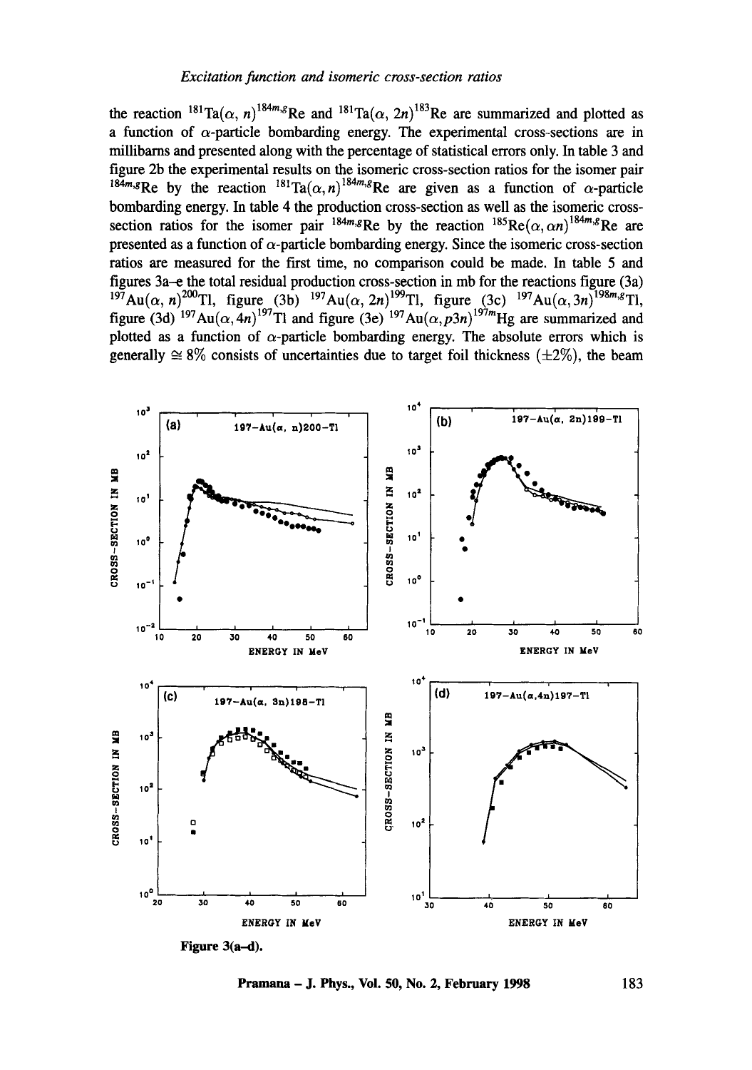the reaction $^{181}Ta(\alpha, n)^{184m,g}Re$ and $^{181}Ta(\alpha, 2n)^{183}Re$ are summarized and plotted as a function of $\alpha$-particle bombarding energy. The experimental cross-sections are in millibarns and presented along with the percentage of statistical errors only. In table 3 and figure 2b the experimental results on the isomeric cross-section ratios for the isomer pair $^{184m,g}Re$ by the reaction $^{181}Ta(\alpha, n)^{184m,g}Re$ are given as a function of $\alpha$-particle bombarding energy. In table 4 the production cross-section as well as the isomeric cross-section ratios for the isomer pair $^{184m,g}Re$ by the reaction $^{185}Re(\alpha, \alpha n)^{184m,g}Re$ are presented as a function of $\alpha$-particle bombarding energy. Since the isomeric cross-section ratios are measured for the first time, no comparison could be made. In table 5 and figures 3a–e the total residual production cross-section in mb for the reactions figure (3a) $^{197}Au(\alpha, n)^{200}Tl$, figure (3b) $^{197}Au(\alpha, 2n)^{199}Tl$, figure (3c) $^{197}Au(\alpha, 3n)^{198m,g}Tl$, figure (3d) $^{197}Au(\alpha, 4n)^{197}Tl$ and figure (3e) $^{197}Au(\alpha, p3n)^{197m}Hg$ are summarized and plotted as a function of $\alpha$-particle bombarding energy. The absolute errors which is generally $\cong 8\%$ consists of uncertainties due to target foil thickness ($\pm 2\%$), the beam

Figure 3(a–d).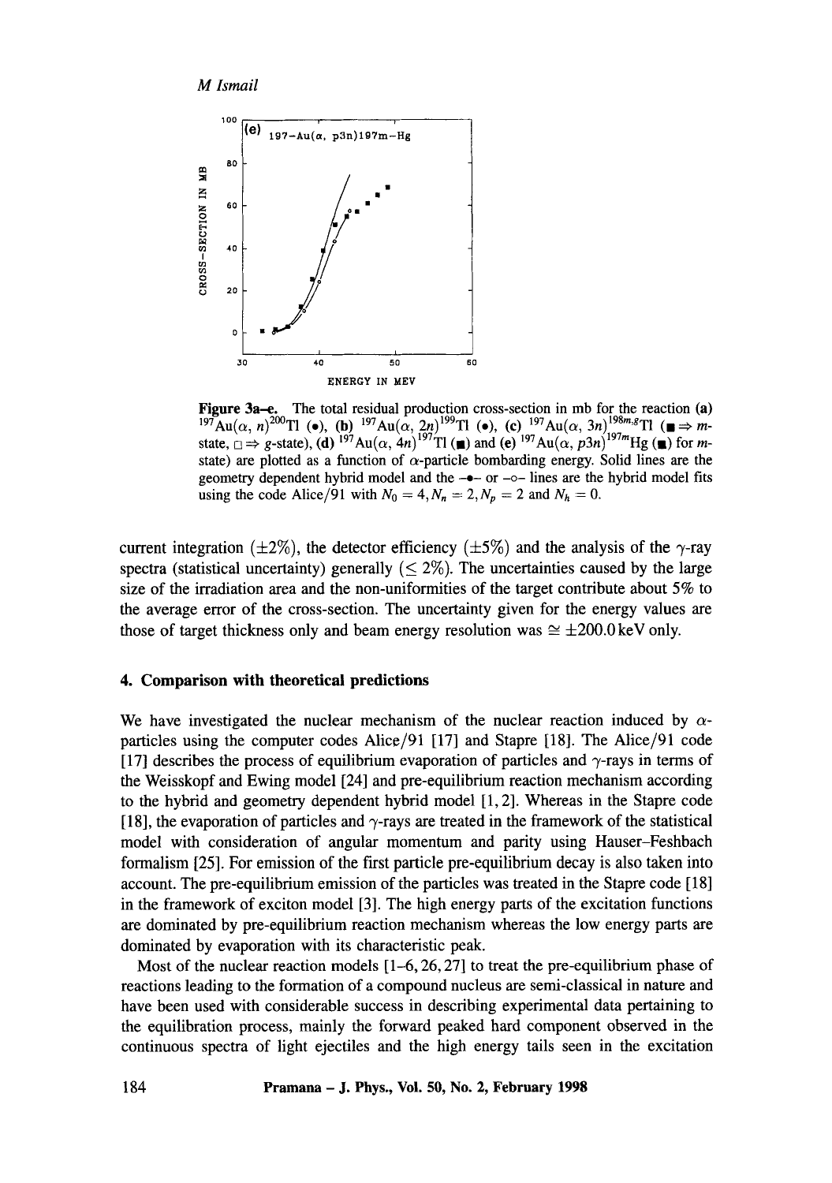**Figure 3a–e.** The total residual production cross-section in mb for the reaction **(a)** $^{197}Au(\alpha, n)^{200}Tl$ (•), **(b)** $^{197}Au(\alpha, 2n)^{199}Tl$ (•), **(c)** $^{197}Au(\alpha, 3n)^{198m,g}Tl$ (■ ⇒ *m*-state, □ ⇒ *g*-state), **(d)** $^{197}Au(\alpha, 4n)^{197}Tl$ (■) and **(e)** $^{197}Au(\alpha, p3n)^{197m}Hg$ (■) for *m*-state) are plotted as a function of $\alpha$-particle bombarding energy. Solid lines are the geometry dependent hybrid model and the -•- or -○- lines are the hybrid model fits using the code Alice/91 with $N_0 = 4, N_n = 2, N_p = 2$ and $N_h = 0$.

current integration (±2%), the detector efficiency (±5%) and the analysis of the $\gamma$-ray spectra (statistical uncertainty) generally (≤ 2%). The uncertainties caused by the large size of the irradiation area and the non-uniformities of the target contribute about 5% to the average error of the cross-section. The uncertainty given for the energy values are those of target thickness only and beam energy resolution was ≅ ±200.0 keV only.

## 4. Comparison with theoretical predictions

We have investigated the nuclear mechanism of the nuclear reaction induced by $\alpha$-particles using the computer codes Alice/91 [17] and Stapre [18]. The Alice/91 code [17] describes the process of equilibrium evaporation of particles and $\gamma$-rays in terms of the Weisskopf and Ewing model [24] and pre-equilibrium reaction mechanism according to the hybrid and geometry dependent hybrid model [1, 2]. Whereas in the Stapre code [18], the evaporation of particles and $\gamma$-rays are treated in the framework of the statistical model with consideration of angular momentum and parity using Hauser–Feshbach formalism [25]. For emission of the first particle pre-equilibrium decay is also taken into account. The pre-equilibrium emission of the particles was treated in the Stapre code [18] in the framework of exciton model [3]. The high energy parts of the excitation functions are dominated by pre-equilibrium reaction mechanism whereas the low energy parts are dominated by evaporation with its characteristic peak.

Most of the nuclear reaction models [1–6, 26, 27] to treat the pre-equilibrium phase of reactions leading to the formation of a compound nucleus are semi-classical in nature and have been used with considerable success in describing experimental data pertaining to the equilibration process, mainly the forward peaked hard component observed in the continuous spectra of light ejectiles and the high energy tails seen in the excitation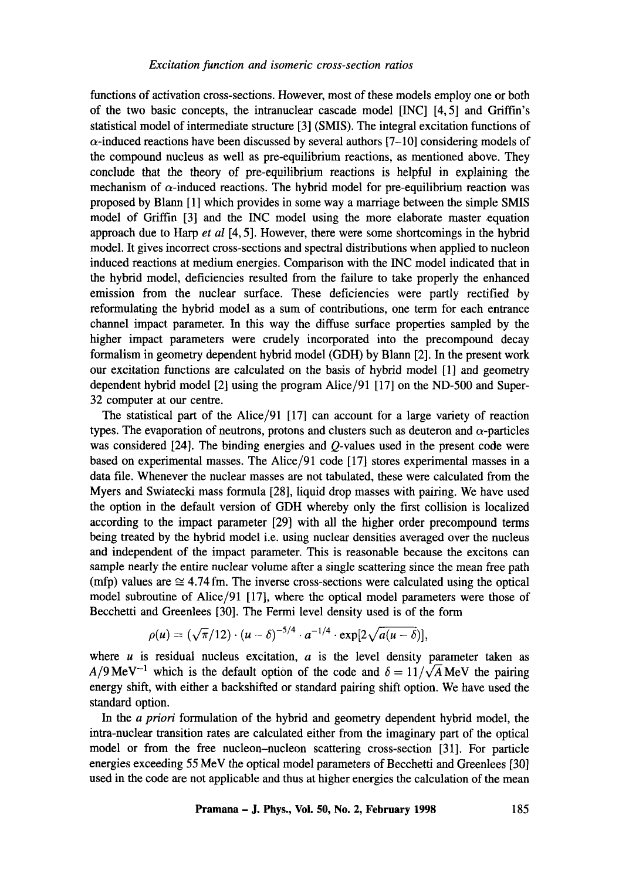functions of activation cross-sections. However, most of these models employ one or both of the two basic concepts, the intranuclear cascade model [INC] [4, 5] and Griffin's statistical model of intermediate structure [3] (SMIS). The integral excitation functions of $\alpha$-induced reactions have been discussed by several authors [7–10] considering models of the compound nucleus as well as pre-equilibrium reactions, as mentioned above. They conclude that the theory of pre-equilibrium reactions is helpful in explaining the mechanism of $\alpha$-induced reactions. The hybrid model for pre-equilibrium reaction was proposed by Blann [1] which provides in some way a marriage between the simple SMIS model of Griffin [3] and the INC model using the more elaborate master equation approach due to Harp *et al* [4, 5]. However, there were some shortcomings in the hybrid model. It gives incorrect cross-sections and spectral distributions when applied to nucleon induced reactions at medium energies. Comparison with the INC model indicated that in the hybrid model, deficiencies resulted from the failure to take properly the enhanced emission from the nuclear surface. These deficiencies were partly rectified by reformulating the hybrid model as a sum of contributions, one term for each entrance channel impact parameter. In this way the diffuse surface properties sampled by the higher impact parameters were crudely incorporated into the precompound decay formalism in geometry dependent hybrid model (GDH) by Blann [2]. In the present work our excitation functions are calculated on the basis of hybrid model [1] and geometry dependent hybrid model [2] using the program Alice/91 [17] on the ND-500 and Super-32 computer at our centre.

The statistical part of the Alice/91 [17] can account for a large variety of reaction types. The evaporation of neutrons, protons and clusters such as deuteron and $\alpha$-particles was considered [24]. The binding energies and $Q$-values used in the present code were based on experimental masses. The Alice/91 code [17] stores experimental masses in a data file. Whenever the nuclear masses are not tabulated, these were calculated from the Myers and Swiatecki mass formula [28], liquid drop masses with pairing. We have used the option in the default version of GDH whereby only the first collision is localized according to the impact parameter [29] with all the higher order precompound terms being treated by the hybrid model i.e. using nuclear densities averaged over the nucleus and independent of the impact parameter. This is reasonable because the excitons can sample nearly the entire nuclear volume after a single scattering since the mean free path (mfp) values are $\cong 4.74$ fm. The inverse cross-sections were calculated using the optical model subroutine of Alice/91 [17], where the optical model parameters were those of Becchetti and Greenlees [30]. The Fermi level density used is of the form

$$\rho(u) = (\sqrt{\pi}/12) \cdot (u - \delta)^{-5/4} \cdot a^{-1/4} \cdot \exp[2\sqrt{a(u - \delta)}],$$

where $u$ is residual nucleus excitation, $a$ is the level density parameter taken as $A/9\,\text{MeV}^{-1}$ which is the default option of the code and $\delta = 11/\sqrt{A}\,\text{MeV}$ the pairing energy shift, with either a backshifted or standard pairing shift option. We have used the standard option.

In the *a priori* formulation of the hybrid and geometry dependent hybrid model, the intra-nuclear transition rates are calculated either from the imaginary part of the optical model or from the free nucleon–nucleon scattering cross-section [31]. For particle energies exceeding 55 MeV the optical model parameters of Becchetti and Greenlees [30] used in the code are not applicable and thus at higher energies the calculation of the mean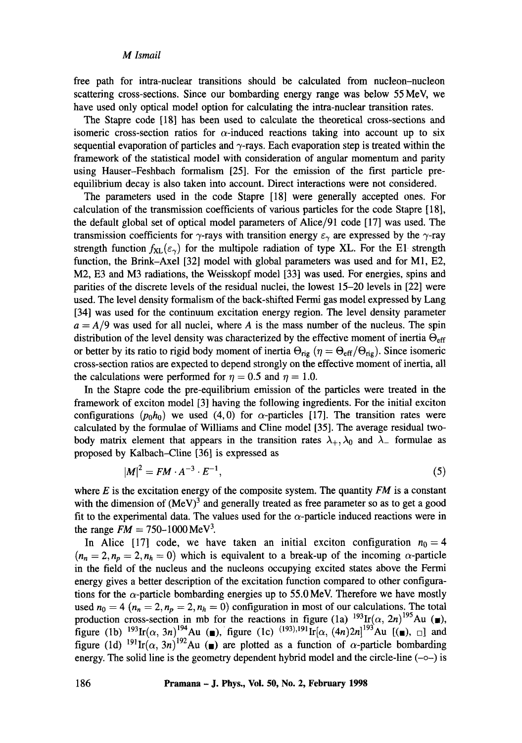free path for intra-nuclear transitions should be calculated from nucleon–nucleon scattering cross-sections. Since our bombarding energy range was below 55 MeV, we have used only optical model option for calculating the intra-nuclear transition rates.

The Stapre code [18] has been used to calculate the theoretical cross-sections and isomeric cross-section ratios for $\alpha$-induced reactions taking into account up to six sequential evaporation of particles and $\gamma$-rays. Each evaporation step is treated within the framework of the statistical model with consideration of angular momentum and parity using Hauser–Feshbach formalism [25]. For the emission of the first particle pre-equilibrium decay is also taken into account. Direct interactions were not considered.

The parameters used in the code Stapre [18] were generally accepted ones. For calculation of the transmission coefficients of various particles for the code Stapre [18], the default global set of optical model parameters of Alice/91 code [17] was used. The transmission coefficients for $\gamma$-rays with transition energy $\varepsilon_\gamma$ are expressed by the $\gamma$-ray strength function $f_{XL}(\varepsilon_\gamma)$ for the multipole radiation of type XL. For the E1 strength function, the Brink–Axel [32] model with global parameters was used and for M1, E2, M2, E3 and M3 radiations, the Weisskopf model [33] was used. For energies, spins and parities of the discrete levels of the residual nuclei, the lowest 15–20 levels in [22] were used. The level density formalism of the back-shifted Fermi gas model expressed by Lang [34] was used for the continuum excitation energy region. The level density parameter $a = A/9$ was used for all nuclei, where $A$ is the mass number of the nucleus. The spin distribution of the level density was characterized by the effective moment of inertia $\Theta_{\text{eff}}$ or better by its ratio to rigid body moment of inertia $\Theta_{\text{rig}}$ ($\eta = \Theta_{\text{eff}}/\Theta_{\text{rig}}$). Since isomeric cross-section ratios are expected to depend strongly on the effective moment of inertia, all the calculations were performed for $\eta = 0.5$ and $\eta = 1.0$.

In the Stapre code the pre-equilibrium emission of the particles were treated in the framework of exciton model [3] having the following ingredients. For the initial exciton configurations ($p_0h_0$) we used (4, 0) for $\alpha$-particles [17]. The transition rates were calculated by the formulae of Williams and Cline model [35]. The average residual two-body matrix element that appears in the transition rates $\lambda_+, \lambda_0$ and $\lambda_-$ formulae as proposed by Kalbach–Cline [36] is expressed as

$$|M|^2 = FM \cdot A^{-3} \cdot E^{-1}, \tag{5}$$

where $E$ is the excitation energy of the composite system. The quantity $FM$ is a constant with the dimension of $(\text{MeV})^3$ and generally treated as free parameter so as to get a good fit to the experimental data. The values used for the $\alpha$-particle induced reactions were in the range $FM = 750$–$1000\,\text{MeV}^3$.

In Alice [17] code, we have taken an initial exciton configuration $n_0 = 4$ ($n_n = 2, n_p = 2, n_h = 0$) which is equivalent to a break-up of the incoming $\alpha$-particle in the field of the nucleus and the nucleons occupying excited states above the Fermi energy gives a better description of the excitation function compared to other configurations for the $\alpha$-particle bombarding energies up to 55.0 MeV. Therefore we have mostly used $n_0 = 4$ ($n_n = 2, n_p = 2, n_h = 0$) configuration in most of our calculations. The total production cross-section in mb for the reactions in figure (1a) $^{193}\text{Ir}(\alpha, 2n)^{195}\text{Au}$ (■), figure (1b) $^{193}\text{Ir}(\alpha, 3n)^{194}\text{Au}$ (■), figure (1c) $^{(193),191}\text{Ir}[\alpha, (4n)2n]^{193}\text{Au}$ [(■), □] and figure (1d) $^{191}\text{Ir}(\alpha, 3n)^{192}\text{Au}$ (■) are plotted as a function of $\alpha$-particle bombarding energy. The solid line is the geometry dependent hybrid model and the circle-line (–○–) is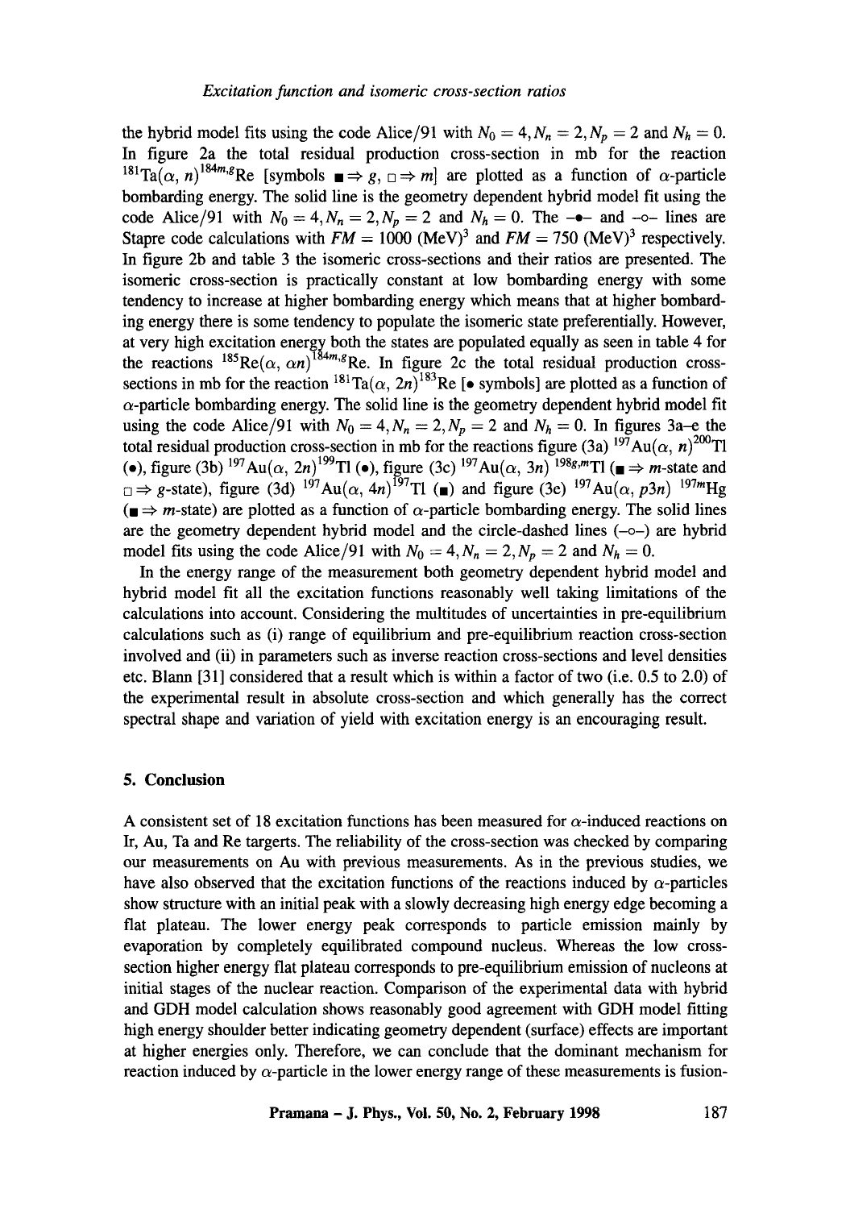the hybrid model fits using the code Alice/91 with $N_0 = 4, N_n = 2, N_p = 2$ and $N_h = 0$. In figure 2a the total residual production cross-section in mb for the reaction $^{181}\text{Ta}(\alpha, n)^{184m,g}\text{Re}$ [symbols $\blacksquare \Rightarrow g$, $\square \Rightarrow m$] are plotted as a function of $\alpha$-particle bombarding energy. The solid line is the geometry dependent hybrid model fit using the code Alice/91 with $N_0 = 4, N_n = 2, N_p = 2$ and $N_h = 0$. The –•– and –○– lines are Stapre code calculations with $FM = 1000$ (MeV)$^3$ and $FM = 750$ (MeV)$^3$ respectively. In figure 2b and table 3 the isomeric cross-sections and their ratios are presented. The isomeric cross-section is practically constant at low bombarding energy with some tendency to increase at higher bombarding energy which means that at higher bombarding energy there is some tendency to populate the isomeric state preferentially. However, at very high excitation energy both the states are populated equally as seen in table 4 for the reactions $^{185}\text{Re}(\alpha, \alpha n)^{184m,g}\text{Re}$. In figure 2c the total residual production cross-sections in mb for the reaction $^{181}\text{Ta}(\alpha, 2n)^{183}\text{Re}$ [• symbols] are plotted as a function of $\alpha$-particle bombarding energy. The solid line is the geometry dependent hybrid model fit using the code Alice/91 with $N_0 = 4, N_n = 2, N_p = 2$ and $N_h = 0$. In figures 3a–e the total residual production cross-section in mb for the reactions figure (3a) $^{197}\text{Au}(\alpha, n)^{200}\text{Tl}$ (•), figure (3b) $^{197}\text{Au}(\alpha, 2n)^{199}\text{Tl}$ (•), figure (3c) $^{197}\text{Au}(\alpha, 3n)$ $^{198g,m}\text{Tl}$ ($\blacksquare \Rightarrow m$-state and $\square \Rightarrow g$-state), figure (3d) $^{197}\text{Au}(\alpha, 4n)^{197}\text{Tl}$ ($\blacksquare$) and figure (3e) $^{197}\text{Au}(\alpha, p3n)$ $^{197m}\text{Hg}$ ($\blacksquare \Rightarrow m$-state) are plotted as a function of $\alpha$-particle bombarding energy. The solid lines are the geometry dependent hybrid model and the circle-dashed lines (–○–) are hybrid model fits using the code Alice/91 with $N_0 = 4, N_n = 2, N_p = 2$ and $N_h = 0$.

In the energy range of the measurement both geometry dependent hybrid model and hybrid model fit all the excitation functions reasonably well taking limitations of the calculations into account. Considering the multitudes of uncertainties in pre-equilibrium calculations such as (i) range of equilibrium and pre-equilibrium reaction cross-section involved and (ii) in parameters such as inverse reaction cross-sections and level densities etc. Blann [31] considered that a result which is within a factor of two (i.e. 0.5 to 2.0) of the experimental result in absolute cross-section and which generally has the correct spectral shape and variation of yield with excitation energy is an encouraging result.

## 5. Conclusion

A consistent set of 18 excitation functions has been measured for $\alpha$-induced reactions on Ir, Au, Ta and Re targerts. The reliability of the cross-section was checked by comparing our measurements on Au with previous measurements. As in the previous studies, we have also observed that the excitation functions of the reactions induced by $\alpha$-particles show structure with an initial peak with a slowly decreasing high energy edge becoming a flat plateau. The lower energy peak corresponds to particle emission mainly by evaporation by completely equilibrated compound nucleus. Whereas the low cross-section higher energy flat plateau corresponds to pre-equilibrium emission of nucleons at initial stages of the nuclear reaction. Comparison of the experimental data with hybrid and GDH model calculation shows reasonably good agreement with GDH model fitting high energy shoulder better indicating geometry dependent (surface) effects are important at higher energies only. Therefore, we can conclude that the dominant mechanism for reaction induced by $\alpha$-particle in the lower energy range of these measurements is fusion-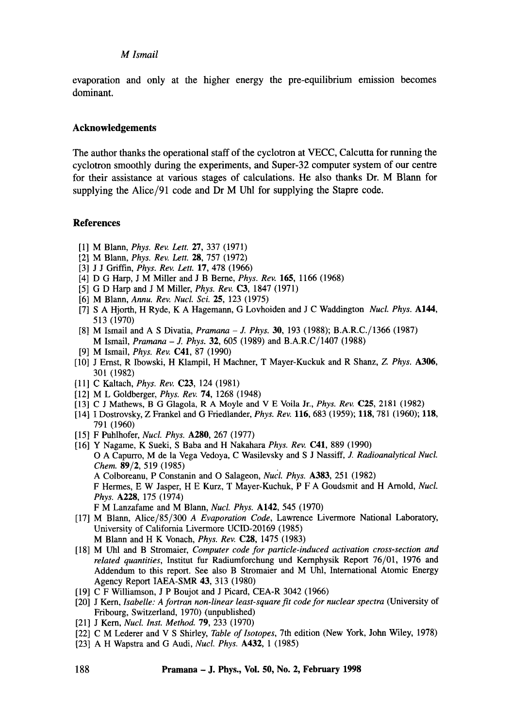evaporation and only at the higher energy the pre-equilibrium emission becomes dominant.

## Acknowledgements

The author thanks the operational staff of the cyclotron at VECC, Calcutta for running the cyclotron smoothly during the experiments, and Super-32 computer system of our centre for their assistance at various stages of calculations. He also thanks Dr. M Blann for supplying the Alice/91 code and Dr M Uhl for supplying the Stapre code.

## References

[1] M Blann, *Phys. Rev. Lett.* **27**, 337 (1971)
[2] M Blann, *Phys. Rev. Lett.* **28**, 757 (1972)
[3] J J Griffin, *Phys. Rev. Lett.* **17**, 478 (1966)
[4] D G Harp, J M Miller and J B Berne, *Phys. Rev.* **165**, 1166 (1968)
[5] G D Harp and J M Miller, *Phys. Rev.* **C3**, 1847 (1971)
[6] M Blann, *Annu. Rev. Nucl. Sci.* **25**, 123 (1975)
[7] S A Hjorth, H Ryde, K A Hagemann, G Lovhoiden and J C Waddington *Nucl. Phys.* **A144**, 513 (1970)
[8] M Ismail and A S Divatia, *Pramana – J. Phys.* **30**, 193 (1988); B.A.R.C./1366 (1987)
M Ismail, *Pramana – J. Phys.* **32**, 605 (1989) and B.A.R.C/1407 (1988)
[9] M Ismail, *Phys. Rev.* **C41**, 87 (1990)
[10] J Ernst, R Ibowski, H Klampil, H Machner, T Mayer-Kuckuk and R Shanz, *Z. Phys.* **A306**, 301 (1982)
[11] C Kaltach, *Phys. Rev.* **C23**, 124 (1981)
[12] M L Goldberger, *Phys. Rev.* **74**, 1268 (1948)
[13] C J Mathews, B G Glagola, R A Moyle and V E Voila Jr., *Phys. Rev.* **C25**, 2181 (1982)
[14] I Dostrovsky, Z Frankel and G Friedlander, *Phys. Rev.* **116**, 683 (1959); **118**, 781 (1960); **118**, 791 (1960)
[15] F Puhlhofer, *Nucl. Phys.* **A280**, 267 (1977)
[16] Y Nagame, K Sueki, S Baba and H Nakahara *Phys. Rev.* **C41**, 889 (1990)
O A Capurro, M de la Vega Vedoya, C Wasilevsky and S J Nassiff, *J. Radioanalytical Nucl. Chem.* **89/2**, 519 (1985)
A Colboreanu, P Constanin and O Salageon, *Nucl. Phys.* **A383**, 251 (1982)
F Hermes, E W Jasper, H E Kurz, T Mayer-Kuchuk, P F A Goudsmit and H Arnold, *Nucl. Phys.* **A228**, 175 (1974)
F M Lanzafame and M Blann, *Nucl. Phys.* **A142**, 545 (1970)
[17] M Blann, Alice/85/300 *A Evaporation Code*, Lawrence Livermore National Laboratory, University of California Livermore UCID-20169 (1985)
M Blann and H K Vonach, *Phys. Rev.* **C28**, 1475 (1983)
[18] M Uhl and B Stromaier, *Computer code for particle-induced activation cross-section and related quantities*, Institut fur Radiumforchung und Kernphysik Report 76/01, 1976 and Addendum to this report. See also B Stromaier and M Uhl, International Atomic Energy Agency Report IAEA-SMR **43**, 313 (1980)
[19] C F Williamson, J P Boujot and J Picard, CEA-R 3042 (1966)
[20] J Kern, *Isabelle: A fortran non-linear least-square fit code for nuclear spectra* (University of Fribourg, Switzerland, 1970) (unpublished)
[21] J Kern, *Nucl. Inst. Method.* **79**, 233 (1970)
[22] C M Lederer and V S Shirley, *Table of Isotopes*, 7th edition (New York, John Wiley, 1978)
[23] A H Wapstra and G Audi, *Nucl. Phys.* **A432**, 1 (1985)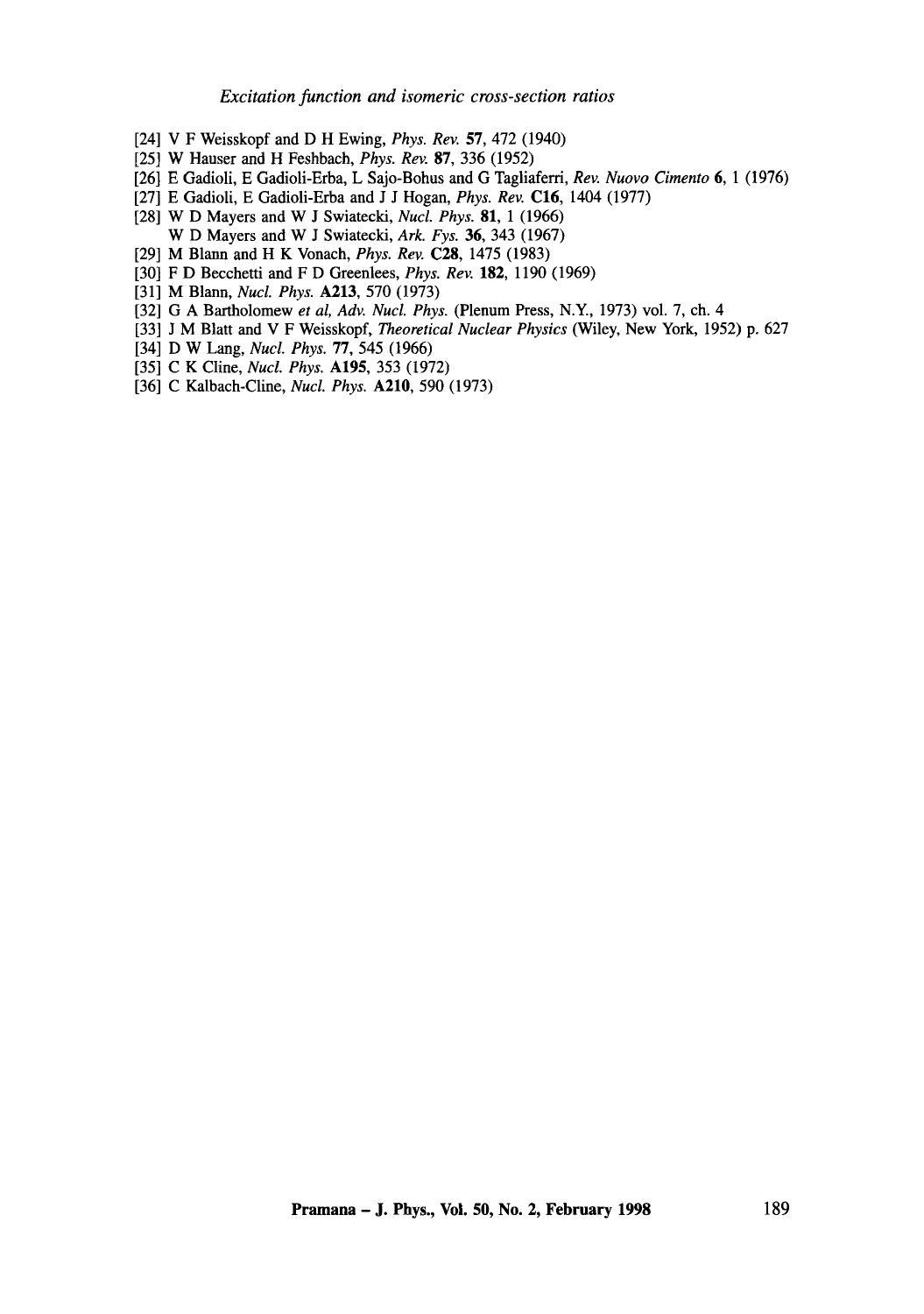[24] V F Weisskopf and D H Ewing, *Phys. Rev.* **57**, 472 (1940)
[25] W Hauser and H Feshbach, *Phys. Rev.* **87**, 336 (1952)
[26] E Gadioli, E Gadioli-Erba, L Sajo-Bohus and G Tagliaferri, *Rev. Nuovo Cimento* **6**, 1 (1976)
[27] E Gadioli, E Gadioli-Erba and J J Hogan, *Phys. Rev.* **C16**, 1404 (1977)
[28] W D Mayers and W J Swiatecki, *Nucl. Phys.* **81**, 1 (1966)
W D Mayers and W J Swiatecki, *Ark. Fys.* **36**, 343 (1967)
[29] M Blann and H K Vonach, *Phys. Rev.* **C28**, 1475 (1983)
[30] F D Becchetti and F D Greenlees, *Phys. Rev.* **182**, 1190 (1969)
[31] M Blann, *Nucl. Phys.* **A213**, 570 (1973)
[32] G A Bartholomew *et al, Adv. Nucl. Phys.* (Plenum Press, N.Y., 1973) vol. 7, ch. 4
[33] J M Blatt and V F Weisskopf, *Theoretical Nuclear Physics* (Wiley, New York, 1952) p. 627
[34] D W Lang, *Nucl. Phys.* **77**, 545 (1966)
[35] C K Cline, *Nucl. Phys.* **A195**, 353 (1972)
[36] C Kalbach-Cline, *Nucl. Phys.* **A210**, 590 (1973)